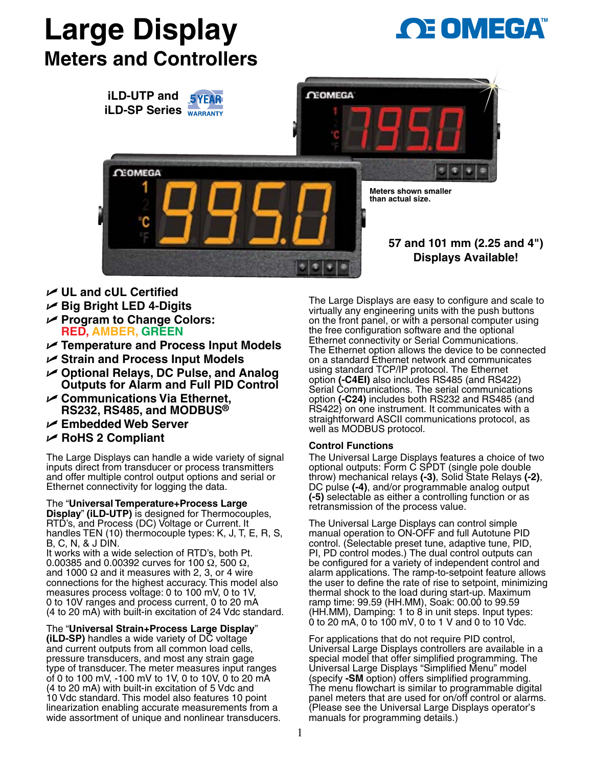# Large Display

## Meters and Controllers

**iLD-UTP and iLD-SP Series**

5 YEAR WARRANTY

Meters shown smaller than actual size.

**57 and 101 mm (2.25 and 4") Displays Available!**

- **UL and cUL Certified**
- **Big Bright LED 4-Digits**
- **Program to Change Colors: RED, AMBER, GREEN**
- **Temperature and Process Input Models**
- **Strain and Process Input Models**
- **Optional Relays, DC Pulse, and Analog Outputs for Alarm and Full PID Control**
- **Communications Via Ethernet, RS232, RS485, and MODBUS®**
- **Embedded Web Server**
- **RoHS 2 Compliant**

The Large Displays can handle a wide variety of signal inputs direct from transducer or process transmitters and offer multiple control output options and serial or Ethernet connectivity for logging the data.

The "**Universal Temperature+Process Large Display**" **(iLD-UTP)** is designed for Thermocouples, RTD's, and Process (DC) Voltage or Current. It handles TEN (10) thermocouple types: K, J, T, E, R, S, B, C, N, & J DIN.
It works with a wide selection of RTD's, both Pt. 0.00385 and 0.00392 curves for 100 Ω, 500 Ω, and 1000 Ω and it measures with 2, 3, or 4 wire connections for the highest accuracy. This model also measures process voltage: 0 to 100 mV, 0 to 1V, 0 to 10V ranges and process current, 0 to 20 mA (4 to 20 mA) with built-in excitation of 24 Vdc standard.

The "**Universal Strain+Process Large Display**" **(iLD-SP)** handles a wide variety of DC voltage and current outputs from all common load cells, pressure transducers, and most any strain gage type of transducer. The meter measures input ranges of 0 to 100 mV, -100 mV to 1V, 0 to 10V, 0 to 20 mA (4 to 20 mA) with built-in excitation of 5 Vdc and 10 Vdc standard. This model also features 10 point linearization enabling accurate measurements from a wide assortment of unique and nonlinear transducers.

The Large Displays are easy to configure and scale to virtually any engineering units with the push buttons on the front panel, or with a personal computer using the free configuration software and the optional Ethernet connectivity or Serial Communications. The Ethernet option allows the device to be connected on a standard Ethernet network and communicates using standard TCP/IP protocol. The Ethernet option **(-C4EI)** also includes RS485 (and RS422) Serial Communications. The serial communications option **(-C24)** includes both RS232 and RS485 (and RS422) on one instrument. It communicates with a straightforward ASCII communications protocol, as well as MODBUS protocol.

### Control Functions

The Universal Large Displays features a choice of two optional outputs: Form C SPDT (single pole double throw) mechanical relays **(-3)**, Solid State Relays **(-2)**, DC pulse **(-4)**, and/or programmable analog output **(-5)** selectable as either a controlling function or as retransmission of the process value.

The Universal Large Displays can control simple manual operation to ON-OFF and full Autotune PID control. (Selectable preset tune, adaptive tune, PID, PI, PD control modes.) The dual control outputs can be configured for a variety of independent control and alarm applications. The ramp-to-setpoint feature allows the user to define the rate of rise to setpoint, minimizing thermal shock to the load during start-up. Maximum ramp time: 99.59 (HH.MM), Soak: 00.00 to 99.59 (HH.MM), Damping: 1 to 8 in unit steps. Input types: 0 to 20 mA, 0 to 100 mV, 0 to 1 V and 0 to 10 Vdc.

For applications that do not require PID control, Universal Large Displays controllers are available in a special model that offer simplified programming. The Universal Large Displays "Simplified Menu" model (specify **-SM** option) offers simplified programming. The menu flowchart is similar to programmable digital panel meters that are used for on/off control or alarms. (Please see the Universal Large Displays operator's manuals for programming details.)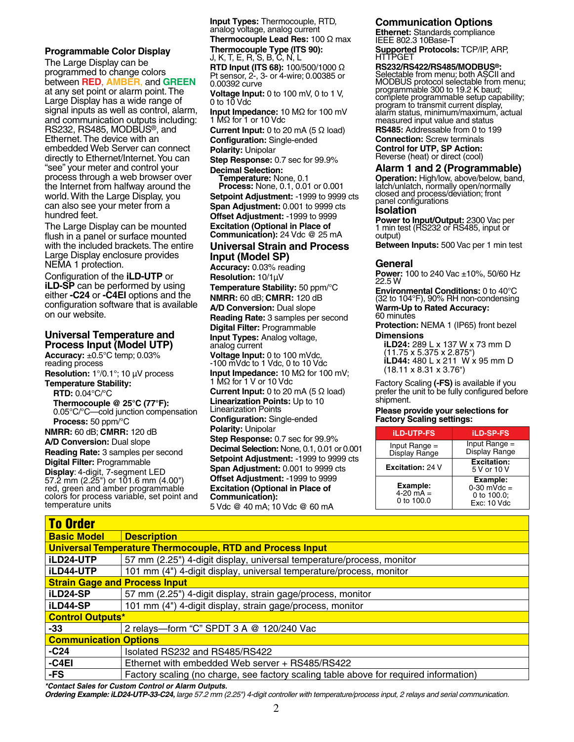## Programmable Color Display

The Large Display can be programmed to change colors between RED, AMBER, and GREEN at any set point or alarm point. The Large Display has a wide range of signal inputs as well as control, alarm, and communication outputs including: RS232, RS485, MODBUS®, and Ethernet. The device with an embedded Web Server can connect directly to Ethernet/Internet. You can "see" your meter and control your process through a web browser over the Internet from halfway around the world. With the Large Display, you can also see your meter from a hundred feet.

The Large Display can be mounted flush in a panel or surface mounted with the included brackets. The entire Large Display enclosure provides NEMA 1 protection.

Configuration of the **iLD-UTP** or **iLD-SP** can be performed by using either **-C24** or **-C4EI** options and the configuration software that is available on our website.

## Universal Temperature and Process Input (Model UTP)

**Accuracy:** ±0.5°C temp; 0.03% reading process
**Resolution:** 1°/0.1°; 10 µV process
**Temperature Stability:**
- **RTD:** 0.04°C/°C
- **Thermocouple @ 25°C (77°F):** 0.05°C/°C—cold junction compensation
- **Process:** 50 ppm/°C

**NMRR:** 60 dB; **CMRR:** 120 dB
**A/D Conversion:** Dual slope
**Reading Rate:** 3 samples per second
**Digital Filter:** Programmable
**Display:** 4-digit, 7-segment LED 57.2 mm (2.25") or 101.6 mm (4.00") red, green and amber programmable colors for process variable, set point and temperature units
**Input Types:** Thermocouple, RTD, analog voltage, analog current
**Thermocouple Lead Res:** 100 Ω max
**Thermocouple Type (ITS 90):** J, K, T, E, R, S, B, C, N, L
**RTD Input (ITS 68):** 100/500/1000 Ω Pt sensor, 2-, 3- or 4-wire; 0.00385 or 0.00392 curve
**Voltage Input:** 0 to 100 mV, 0 to 1 V, 0 to 10 Vdc
**Input Impedance:** 10 MΩ for 100 mV 1 MΩ for 1 or 10 Vdc
**Current Input:** 0 to 20 mA (5 Ω load)
**Configuration:** Single-ended
**Polarity:** Unipolar
**Step Response:** 0.7 sec for 99.9%
**Decimal Selection:**
- **Temperature:** None, 0.1
- **Process:** None, 0.1, 0.01 or 0.001

**Setpoint Adjustment:** -1999 to 9999 cts
**Span Adjustment:** 0.001 to 9999 cts
**Offset Adjustment:** -1999 to 9999
**Excitation (Optional in Place of Communication):** 24 Vdc @ 25 mA

## Universal Strain and Process Input (Model SP)

**Accuracy:** 0.03% reading
**Resolution:** 10/1µV
**Temperature Stability:** 50 ppm/°C
**NMRR:** 60 dB; **CMRR:** 120 dB
**A/D Conversion:** Dual slope
**Reading Rate:** 3 samples per second
**Digital Filter:** Programmable
**Input Types:** Analog voltage, analog current
**Voltage Input:** 0 to 100 mVdc, -100 mVdc to 1 Vdc, 0 to 10 Vdc
**Input Impedance:** 10 MΩ for 100 mV; 1 MΩ for 1 V or 10 Vdc
**Current Input:** 0 to 20 mA (5 Ω load)
**Linearization Points:** Up to 10 Linearization Points
**Configuration:** Single-ended
**Polarity:** Unipolar
**Step Response:** 0.7 sec for 99.9%
**Decimal Selection:** None, 0.1, 0.01 or 0.001
**Setpoint Adjustment:** -1999 to 9999 cts
**Span Adjustment:** 0.001 to 9999 cts
**Offset Adjustment:** -1999 to 9999
**Excitation (Optional in Place of Communication):** 5 Vdc @ 40 mA; 10 Vdc @ 60 mA

## Communication Options

**Ethernet:** Standards compliance IEEE 802.3 10Base-T
**Supported Protocols:** TCP/IP, ARP, HTTPGET
**RS232/RS422/RS485/MODBUS®:** Selectable from menu; both ASCII and MODBUS protocol selectable from menu; programmable 300 to 19.2 K baud; complete programmable setup capability; program to transmit current display, alarm status, minimum/maximum, actual measured input value and status
**RS485:** Addressable from 0 to 199
**Connection:** Screw terminals
**Control for UTP, SP Action:** Reverse (heat) or direct (cool)

## Alarm 1 and 2 (Programmable)

**Operation:** High/low, above/below, band, latch/unlatch, normally open/normally closed and process/deviation; front panel configurations

## Isolation

**Power to Input/Output:** 2300 Vac per 1 min test (RS232 or RS485, input or output)
**Between Inputs:** 500 Vac per 1 min test

## General

**Power:** 100 to 240 Vac ±10%, 50/60 Hz 22.5 W
**Environmental Conditions:** 0 to 40°C (32 to 104°F), 90% RH non-condensing
**Warm-Up to Rated Accuracy:** 60 minutes
**Protection:** NEMA 1 (IP65) front bezel
**Dimensions**
- **iLD24:** 289 L x 137 W x 73 mm D (11.75 x 5.375 x 2.875")
- **iLD44:** 480 L x 211 W x 95 mm D (18.11 x 8.31 x 3.76")

Factory Scaling **(-FS)** is available if you prefer the unit to be fully configured before shipment.

**Please provide your selections for Factory Scaling settings:**

| iLD-UTP-FS | iLD-SP-FS |
|---|---|
| Input Range = Display Range | Input Range = Display Range |
| **Excitation:** 24 V | **Excitation:** 5 V or 10 V |
| **Example:** 4-20 mA = 0 to 100.0 | **Example:** 0-30 mVdc = 0 to 100.0; Exc: 10 Vdc |

## To Order

| Basic Model | Description |
|---|---|
| **Universal Temperature Thermocouple, RTD and Process Input** | |
| **iLD24-UTP** | 57 mm (2.25") 4-digit display, universal temperature/process, monitor |
| **iLD44-UTP** | 101 mm (4") 4-digit display, universal temperature/process, monitor |
| **Strain Gage and Process Input** | |
| **iLD24-SP** | 57 mm (2.25") 4-digit display, strain gage/process, monitor |
| **iLD44-SP** | 101 mm (4") 4-digit display, strain gage/process, monitor |
| **Control Outputs*** | |
| **-33** | 2 relays—form "C" SPDT 3 A @ 120/240 Vac |
| **Communication Options** | |
| **-C24** | Isolated RS232 and RS485/RS422 |
| **-C4EI** | Ethernet with embedded Web server + RS485/RS422 |
| **-FS** | Factory scaling (no charge, see factory scaling table above for required information) |

***Contact Sales for Custom Control or Alarm Outputs.***
***Ordering Example: iLD24-UTP-33-C24,*** *large 57.2 mm (2.25") 4-digit controller with temperature/process input, 2 relays and serial communication.*